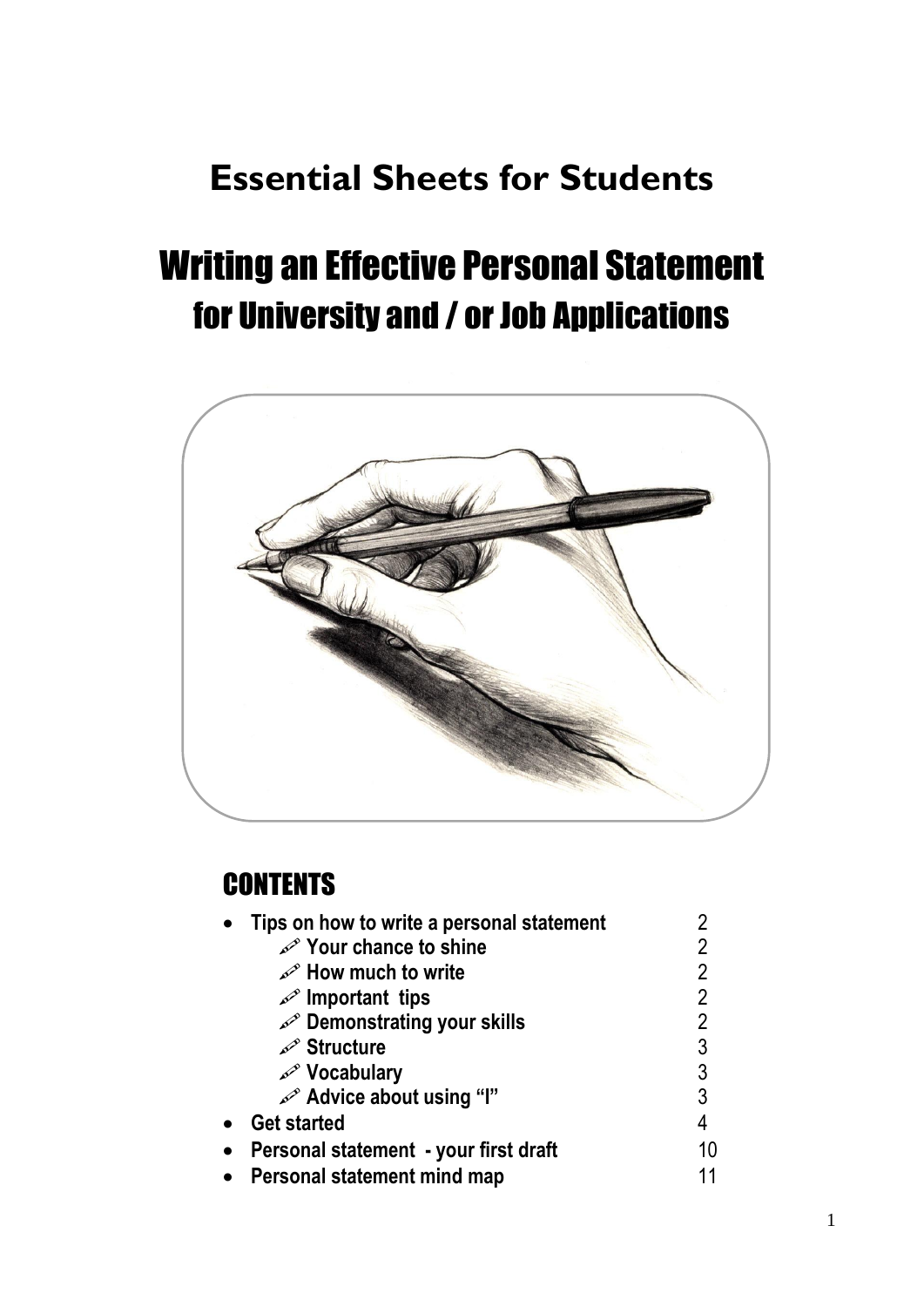# Essential Sheets for Students

# Writing an Effective Personal Statement
## for University and / or Job Applications

## CONTENTS

- **Tips on how to write a personal statement** 2
  - **Your chance to shine** 2
  - **How much to write** 2
  - **Important tips** 2
  - **Demonstrating your skills** 2
  - **Structure** 3
  - **Vocabulary** 3
  - **Advice about using "I"** 3
- **Get started** 4
- **Personal statement - your first draft** 10
- **Personal statement mind map** 11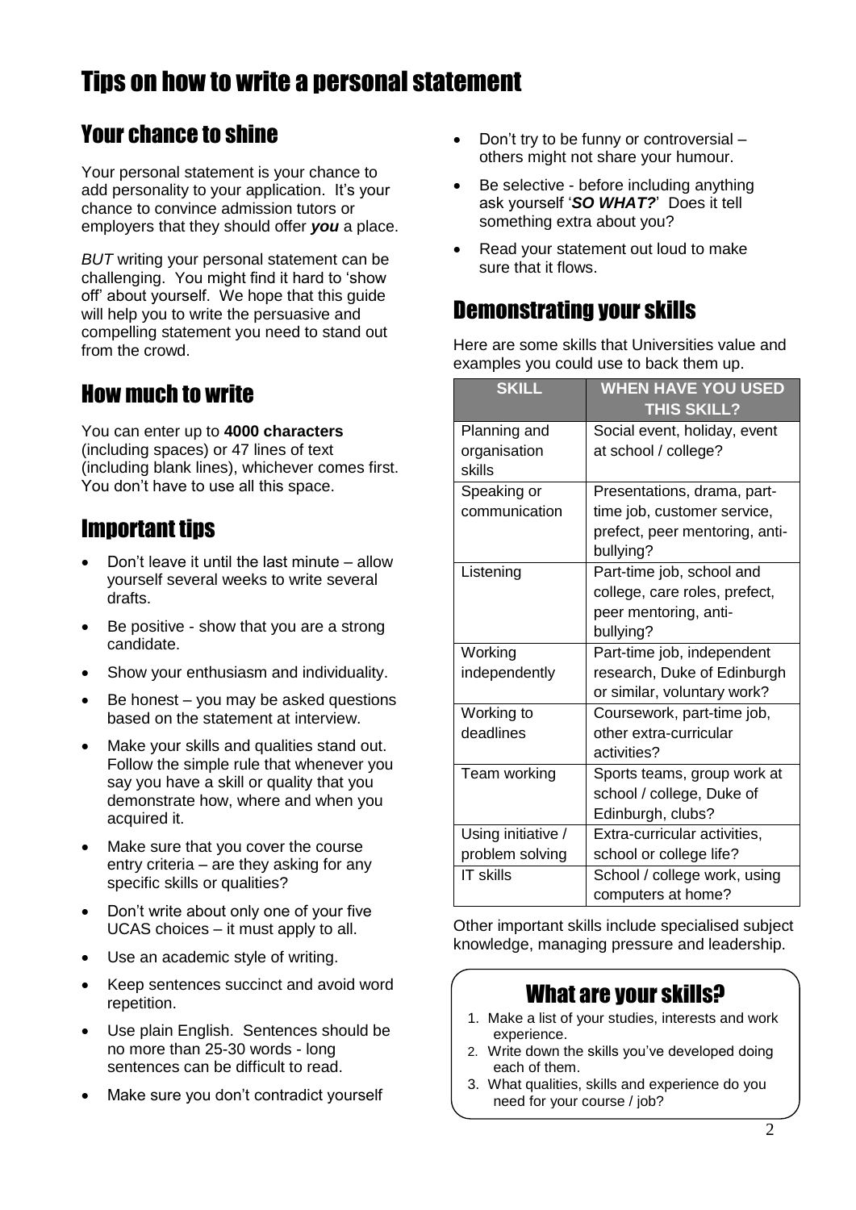# Tips on how to write a personal statement

## Your chance to shine

Your personal statement is your chance to add personality to your application. It's your chance to convince admission tutors or employers that they should offer ***you*** a place.

*BUT* writing your personal statement can be challenging. You might find it hard to 'show off' about yourself. We hope that this guide will help you to write the persuasive and compelling statement you need to stand out from the crowd.

## How much to write

You can enter up to **4000 characters** (including spaces) or 47 lines of text (including blank lines), whichever comes first. You don't have to use all this space.

## Important tips

- Don't leave it until the last minute – allow yourself several weeks to write several drafts.
- Be positive - show that you are a strong candidate.
- Show your enthusiasm and individuality.
- Be honest – you may be asked questions based on the statement at interview.
- Make your skills and qualities stand out. Follow the simple rule that whenever you say you have a skill or quality that you demonstrate how, where and when you acquired it.
- Make sure that you cover the course entry criteria – are they asking for any specific skills or qualities?
- Don't write about only one of your five UCAS choices – it must apply to all.
- Use an academic style of writing.
- Keep sentences succinct and avoid word repetition.
- Use plain English. Sentences should be no more than 25-30 words - long sentences can be difficult to read.
- Make sure you don't contradict yourself
- Don't try to be funny or controversial – others might not share your humour.
- Be selective - before including anything ask yourself '***SO WHAT?***' Does it tell something extra about you?
- Read your statement out loud to make sure that it flows.

## Demonstrating your skills

Here are some skills that Universities value and examples you could use to back them up.

| SKILL | WHEN HAVE YOU USED THIS SKILL? |
|---|---|
| Planning and organisation skills | Social event, holiday, event at school / college? |
| Speaking or communication | Presentations, drama, part-time job, customer service, prefect, peer mentoring, anti-bullying? |
| Listening | Part-time job, school and college, care roles, prefect, peer mentoring, anti-bullying? |
| Working independently | Part-time job, independent research, Duke of Edinburgh or similar, voluntary work? |
| Working to deadlines | Coursework, part-time job, other extra-curricular activities? |
| Team working | Sports teams, group work at school / college, Duke of Edinburgh, clubs? |
| Using initiative / problem solving | Extra-curricular activities, school or college life? |
| IT skills | School / college work, using computers at home? |

Other important skills include specialised subject knowledge, managing pressure and leadership.

## What are your skills?

1. Make a list of your studies, interests and work experience.
2. Write down the skills you've developed doing each of them.
3. What qualities, skills and experience do you need for your course / job?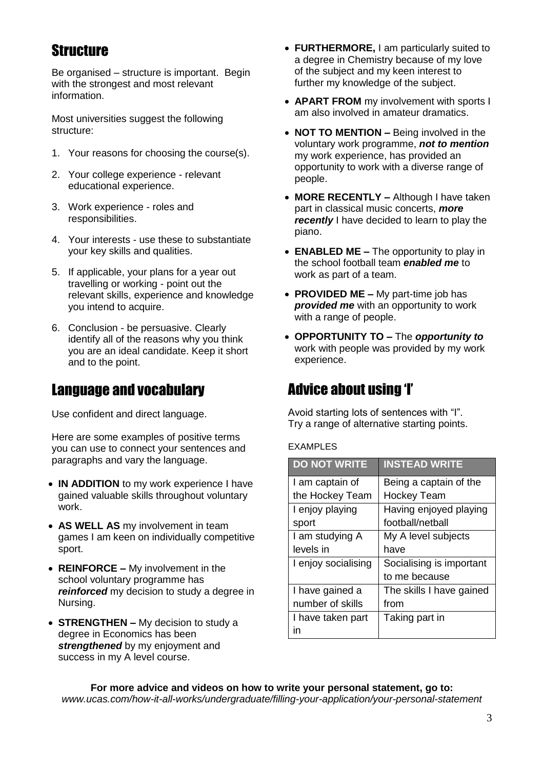## Structure

Be organised – structure is important. Begin with the strongest and most relevant information.

Most universities suggest the following structure:

1. Your reasons for choosing the course(s).
2. Your college experience - relevant educational experience.
3. Work experience - roles and responsibilities.
4. Your interests - use these to substantiate your key skills and qualities.
5. If applicable, your plans for a year out travelling or working - point out the relevant skills, experience and knowledge you intend to acquire.
6. Conclusion - be persuasive. Clearly identify all of the reasons why you think you are an ideal candidate. Keep it short and to the point.

## Language and vocabulary

Use confident and direct language.

Here are some examples of positive terms you can use to connect your sentences and paragraphs and vary the language.

- **IN ADDITION** to my work experience I have gained valuable skills throughout voluntary work.
- **AS WELL AS** my involvement in team games I am keen on individually competitive sport.
- **REINFORCE –** My involvement in the school voluntary programme has ***reinforced*** my decision to study a degree in Nursing.
- **STRENGTHEN –** My decision to study a degree in Economics has been ***strengthened*** by my enjoyment and success in my A level course.
- **FURTHERMORE,** I am particularly suited to a degree in Chemistry because of my love of the subject and my keen interest to further my knowledge of the subject.
- **APART FROM** my involvement with sports I am also involved in amateur dramatics.
- **NOT TO MENTION –** Being involved in the voluntary work programme, ***not to mention*** my work experience, has provided an opportunity to work with a diverse range of people.
- **MORE RECENTLY –** Although I have taken part in classical music concerts, ***more recently*** I have decided to learn to play the piano.
- **ENABLED ME –** The opportunity to play in the school football team ***enabled me*** to work as part of a team.
- **PROVIDED ME –** My part-time job has ***provided me*** with an opportunity to work with a range of people.
- **OPPORTUNITY TO –** The ***opportunity to*** work with people was provided by my work experience.

## Advice about using 'I'

Avoid starting lots of sentences with "I".
Try a range of alternative starting points.

EXAMPLES

| DO NOT WRITE | INSTEAD WRITE |
|---|---|
| I am captain of the Hockey Team | Being a captain of the Hockey Team |
| I enjoy playing sport | Having enjoyed playing football/netball |
| I am studying A levels in | My A level subjects have |
| I enjoy socialising | Socialising is important to me because |
| I have gained a number of skills | The skills I have gained from |
| I have taken part in | Taking part in |

**For more advice and videos on how to write your personal statement, go to:**
*www.ucas.com/how-it-all-works/undergraduate/filling-your-application/your-personal-statement*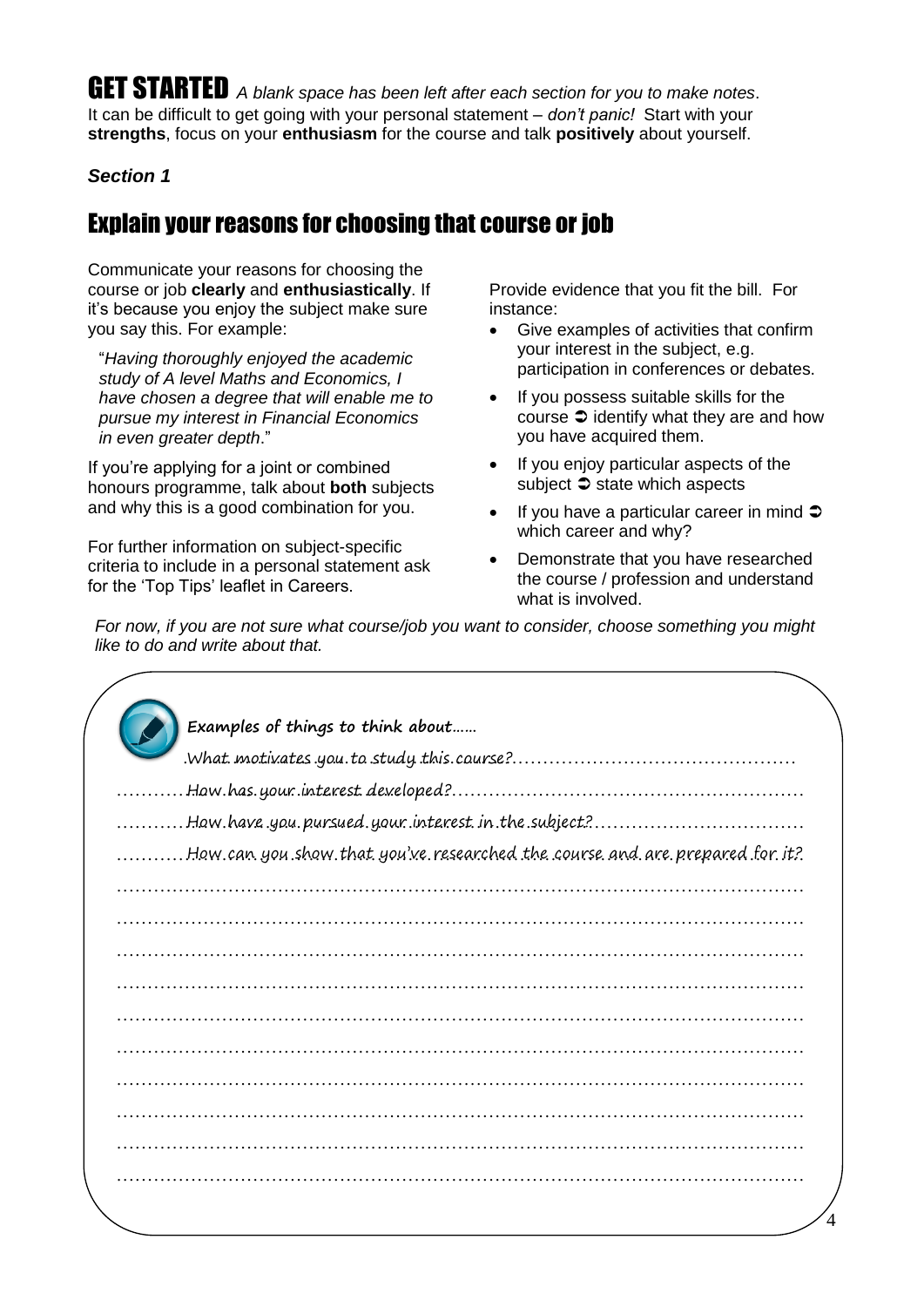# GET STARTED

*A blank space has been left after each section for you to make notes.*

It can be difficult to get going with your personal statement – *don't panic!* Start with your **strengths**, focus on your **enthusiasm** for the course and talk **positively** about yourself.

***Section 1***

## Explain your reasons for choosing that course or job

Communicate your reasons for choosing the course or job **clearly** and **enthusiastically**. If it's because you enjoy the subject make sure you say this. For example:

> "*Having thoroughly enjoyed the academic study of A level Maths and Economics, I have chosen a degree that will enable me to pursue my interest in Financial Economics in even greater depth*."

If you're applying for a joint or combined honours programme, talk about **both** subjects and why this is a good combination for you.

For further information on subject-specific criteria to include in a personal statement ask for the 'Top Tips' leaflet in Careers.

Provide evidence that you fit the bill. For instance:

- Give examples of activities that confirm your interest in the subject, e.g. participation in conferences or debates.
- If you possess suitable skills for the course ➲ identify what they are and how you have acquired them.
- If you enjoy particular aspects of the subject ➲ state which aspects
- If you have a particular career in mind ➲ which career and why?
- Demonstrate that you have researched the course / profession and understand what is involved.

*For now, if you are not sure what course/job you want to consider, choose something you might like to do and write about that.*

**Examples of things to think about……**

- What motivates you to study this course?
- How has your interest developed?
- How have you pursued your interest in the subject?
- How can you show that you've researched the course and are prepared for it?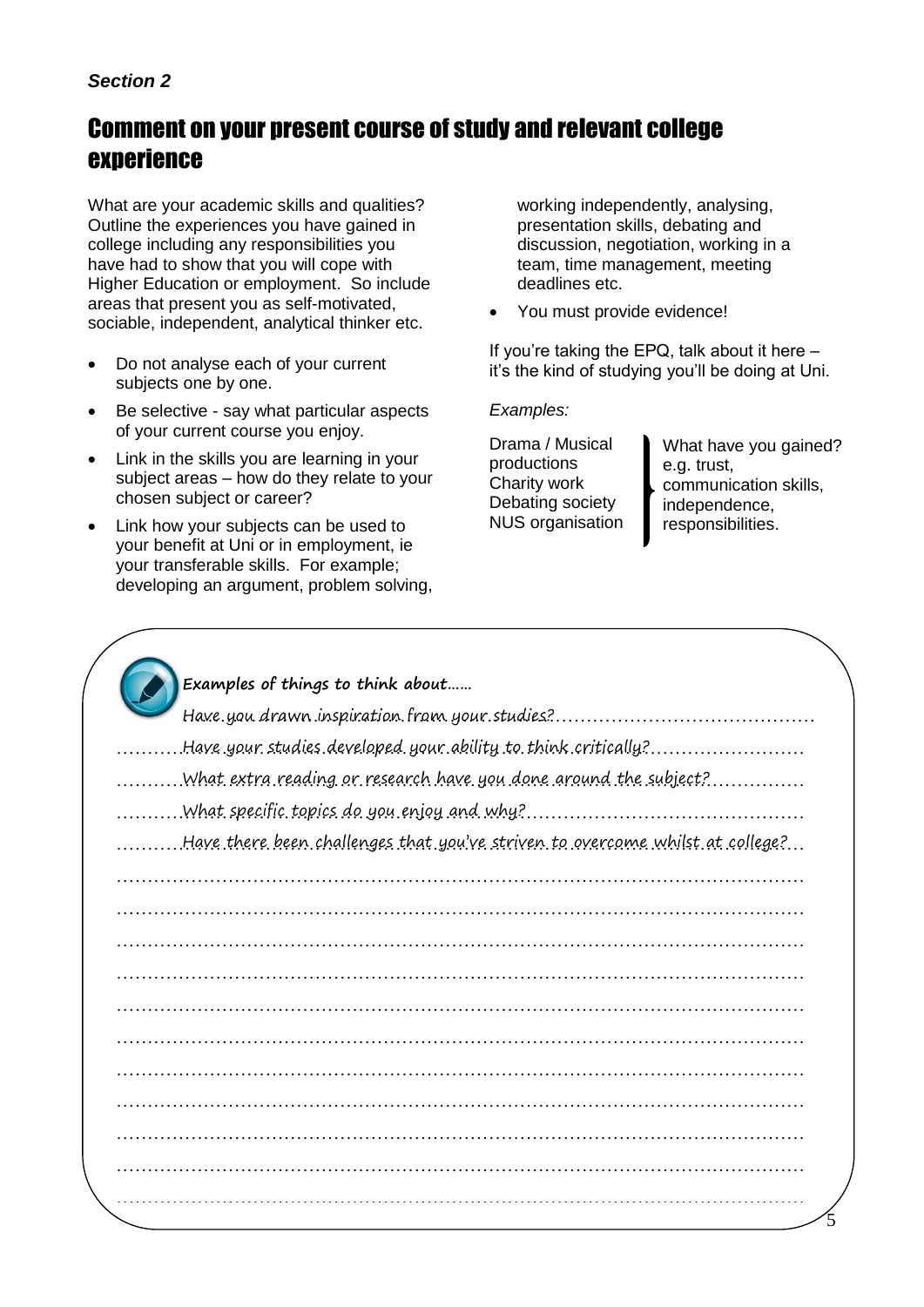*Section 2*

## Comment on your present course of study and relevant college experience

What are your academic skills and qualities? Outline the experiences you have gained in college including any responsibilities you have had to show that you will cope with Higher Education or employment. So include areas that present you as self-motivated, sociable, independent, analytical thinker etc.

- Do not analyse each of your current subjects one by one.
- Be selective - say what particular aspects of your current course you enjoy.
- Link in the skills you are learning in your subject areas – how do they relate to your chosen subject or career?
- Link how your subjects can be used to your benefit at Uni or in employment, ie your transferable skills. For example; developing an argument, problem solving, working independently, analysing, presentation skills, debating and discussion, negotiation, working in a team, time management, meeting deadlines etc.
- You must provide evidence!

If you're taking the EPQ, talk about it here – it's the kind of studying you'll be doing at Uni.

*Examples:*

Drama / Musical productions
Charity work
Debating society
NUS organisation

What have you gained? e.g. trust, communication skills, independence, responsibilities.

**Examples of things to think about……**

Have you drawn inspiration from your studies?…………………………………………

…………Have your studies developed your ability to think critically?………………………

…………What extra reading or research have you done around the subject?……………

…………What specific topics do you enjoy and why?…………………………………………

…………Have there been challenges that you've striven to overcome whilst at college?…

……………………………………………………………………………………………………

……………………………………………………………………………………………………

……………………………………………………………………………………………………

……………………………………………………………………………………………………

……………………………………………………………………………………………………

……………………………………………………………………………………………………

……………………………………………………………………………………………………

……………………………………………………………………………………………………

……………………………………………………………………………………………………

……………………………………………………………………………………………………

……………………………………………………………………………………………………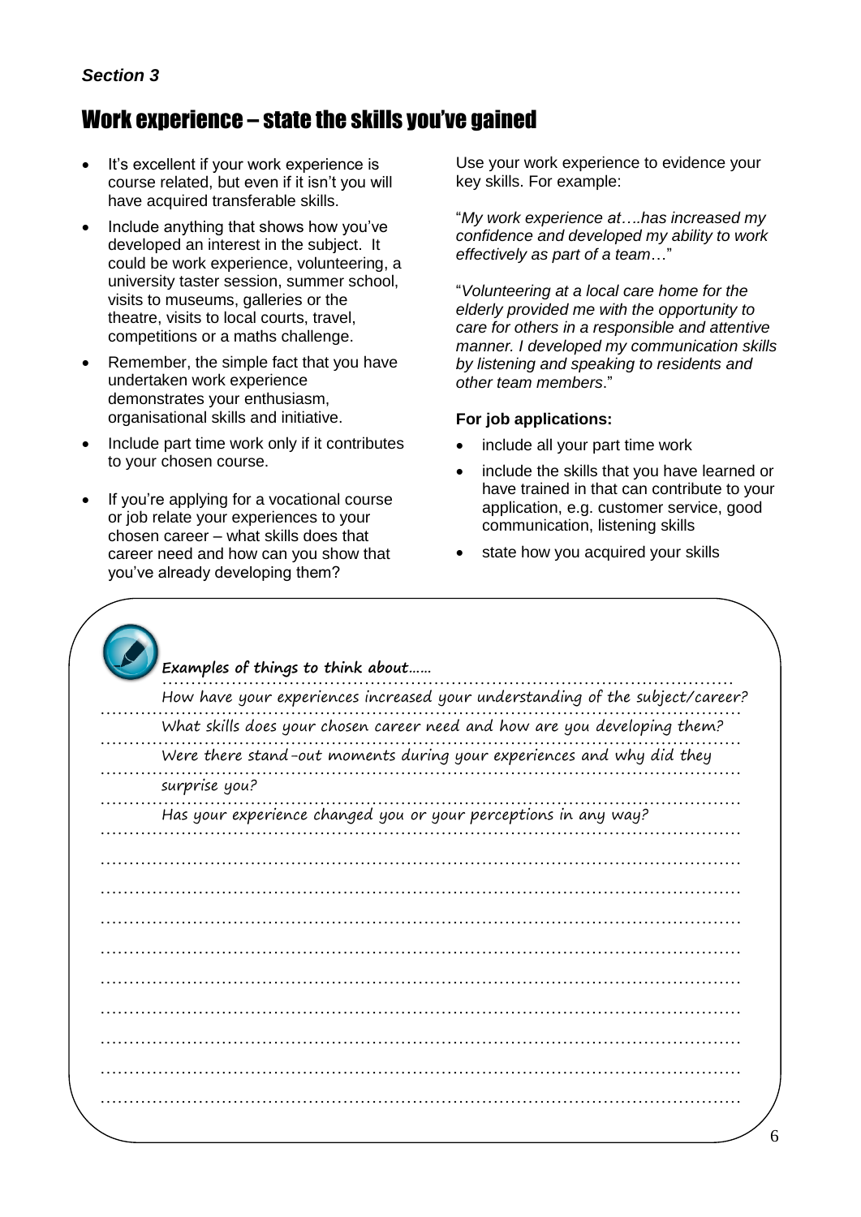*Section 3*

# Work experience – state the skills you've gained

- It's excellent if your work experience is course related, but even if it isn't you will have acquired transferable skills.
- Include anything that shows how you've developed an interest in the subject. It could be work experience, volunteering, a university taster session, summer school, visits to museums, galleries or the theatre, visits to local courts, travel, competitions or a maths challenge.
- Remember, the simple fact that you have undertaken work experience demonstrates your enthusiasm, organisational skills and initiative.
- Include part time work only if it contributes to your chosen course.
- If you're applying for a vocational course or job relate your experiences to your chosen career – what skills does that career need and how can you show that you've already developing them?

Use your work experience to evidence your key skills. For example:

"*My work experience at….has increased my confidence and developed my ability to work effectively as part of a team*…"

"*Volunteering at a local care home for the elderly provided me with the opportunity to care for others in a responsible and attentive manner. I developed my communication skills by listening and speaking to residents and other team members*."

**For job applications:**

- include all your part time work
- include the skills that you have learned or have trained in that can contribute to your application, e.g. customer service, good communication, listening skills
- state how you acquired your skills

**Examples of things to think about……**

How have your experiences increased your understanding of the subject/career?

What skills does your chosen career need and how are you developing them?

Were there stand-out moments during your experiences and why did they surprise you?

Has your experience changed you or your perceptions in any way?

…………………………………………………………………………………………………

…………………………………………………………………………………………………

…………………………………………………………………………………………………

…………………………………………………………………………………………………

…………………………………………………………………………………………………

…………………………………………………………………………………………………

…………………………………………………………………………………………………

…………………………………………………………………………………………………

…………………………………………………………………………………………………

…………………………………………………………………………………………………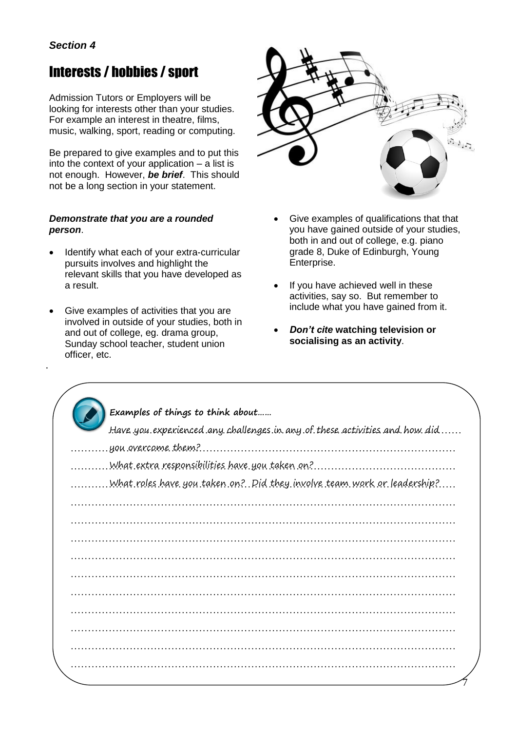*Section 4*

# Interests / hobbies / sport

Admission Tutors or Employers will be looking for interests other than your studies. For example an interest in theatre, films, music, walking, sport, reading or computing.

Be prepared to give examples and to put this into the context of your application – a list is not enough. However, ***be brief***. This should not be a long section in your statement.

***Demonstrate that you are a rounded person***.

- Identify what each of your extra-curricular pursuits involves and highlight the relevant skills that you have developed as a result.
- Give examples of activities that you are involved in outside of your studies, both in and out of college, eg. drama group, Sunday school teacher, student union officer, etc.
- Give examples of qualifications that that you have gained outside of your studies, both in and out of college, e.g. piano grade 8, Duke of Edinburgh, Young Enterprise.
- If you have achieved well in these activities, say so. But remember to include what you have gained from it.
- ***Don't cite*** **watching television or socialising as an activity**.

**Examples of things to think about……**

Have you experienced any challenges in any of these activities and how did you overcome them?

What extra responsibilities have you taken on?

What roles have you taken on? Did they involve team work or leadership?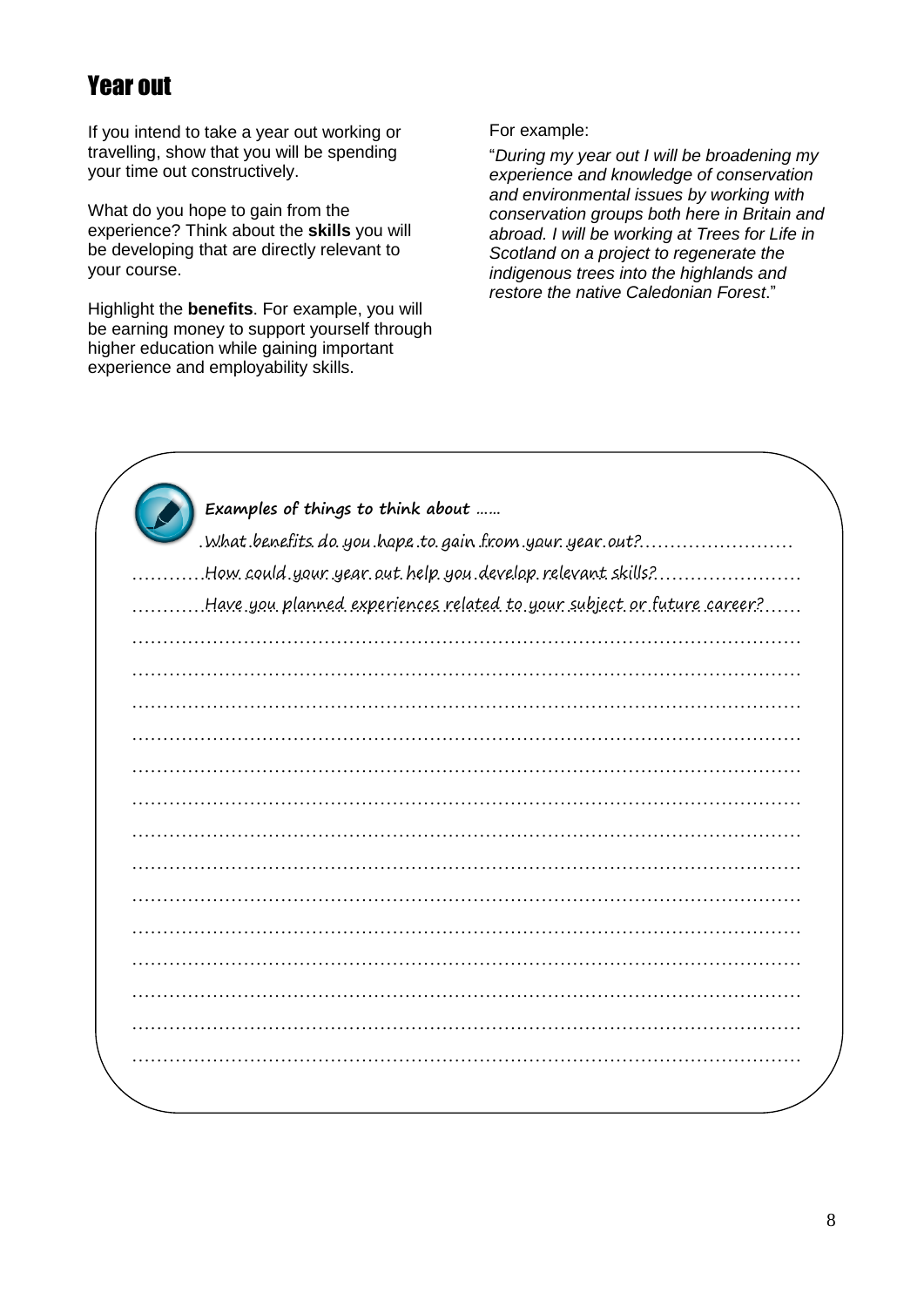# Year out

If you intend to take a year out working or travelling, show that you will be spending your time out constructively.

What do you hope to gain from the experience? Think about the **skills** you will be developing that are directly relevant to your course.

Highlight the **benefits**. For example, you will be earning money to support yourself through higher education while gaining important experience and employability skills.

For example:

"*During my year out I will be broadening my experience and knowledge of conservation and environmental issues by working with conservation groups both here in Britain and abroad. I will be working at Trees for Life in Scotland on a project to regenerate the indigenous trees into the highlands and restore the native Caledonian Forest*."

**Examples of things to think about ……**

What benefits do you hope to gain from your year out?

How could your year out help you develop relevant skills?

Have you planned experiences related to your subject or future career?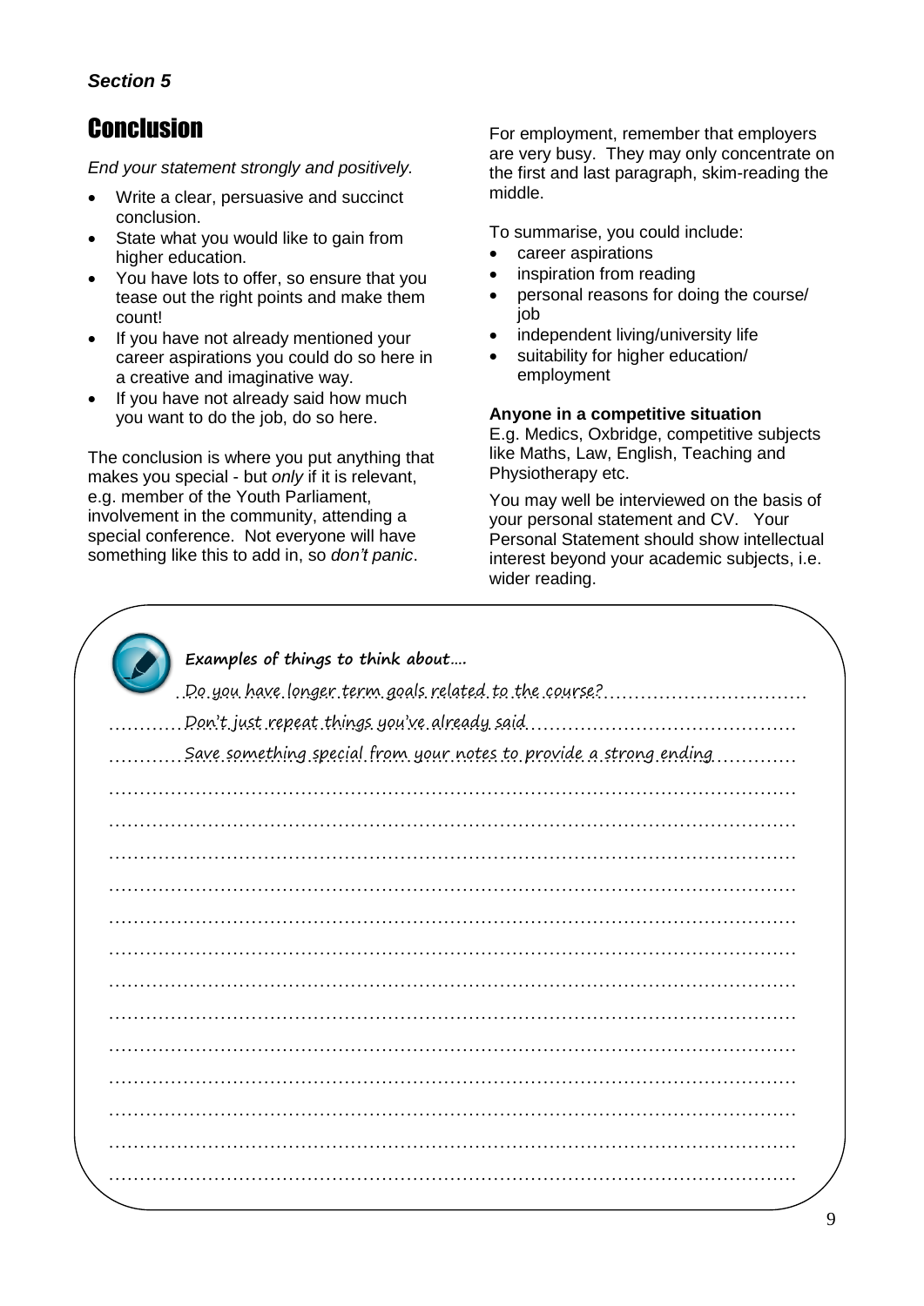*Section 5*

# Conclusion

*End your statement strongly and positively.*

- Write a clear, persuasive and succinct conclusion.
- State what you would like to gain from higher education.
- You have lots to offer, so ensure that you tease out the right points and make them count!
- If you have not already mentioned your career aspirations you could do so here in a creative and imaginative way.
- If you have not already said how much you want to do the job, do so here.

The conclusion is where you put anything that makes you special - but *only* if it is relevant, e.g. member of the Youth Parliament, involvement in the community, attending a special conference. Not everyone will have something like this to add in, so *don't panic*.

For employment, remember that employers are very busy. They may only concentrate on the first and last paragraph, skim-reading the middle.

To summarise, you could include:

- career aspirations
- inspiration from reading
- personal reasons for doing the course/ job
- independent living/university life
- suitability for higher education/ employment

**Anyone in a competitive situation**

E.g. Medics, Oxbridge, competitive subjects like Maths, Law, English, Teaching and Physiotherapy etc.

You may well be interviewed on the basis of your personal statement and CV. Your Personal Statement should show intellectual interest beyond your academic subjects, i.e. wider reading.

**Examples of things to think about….**

Do you have longer term goals related to the course?

Don't just repeat things you've already said

Save something special from your notes to provide a strong ending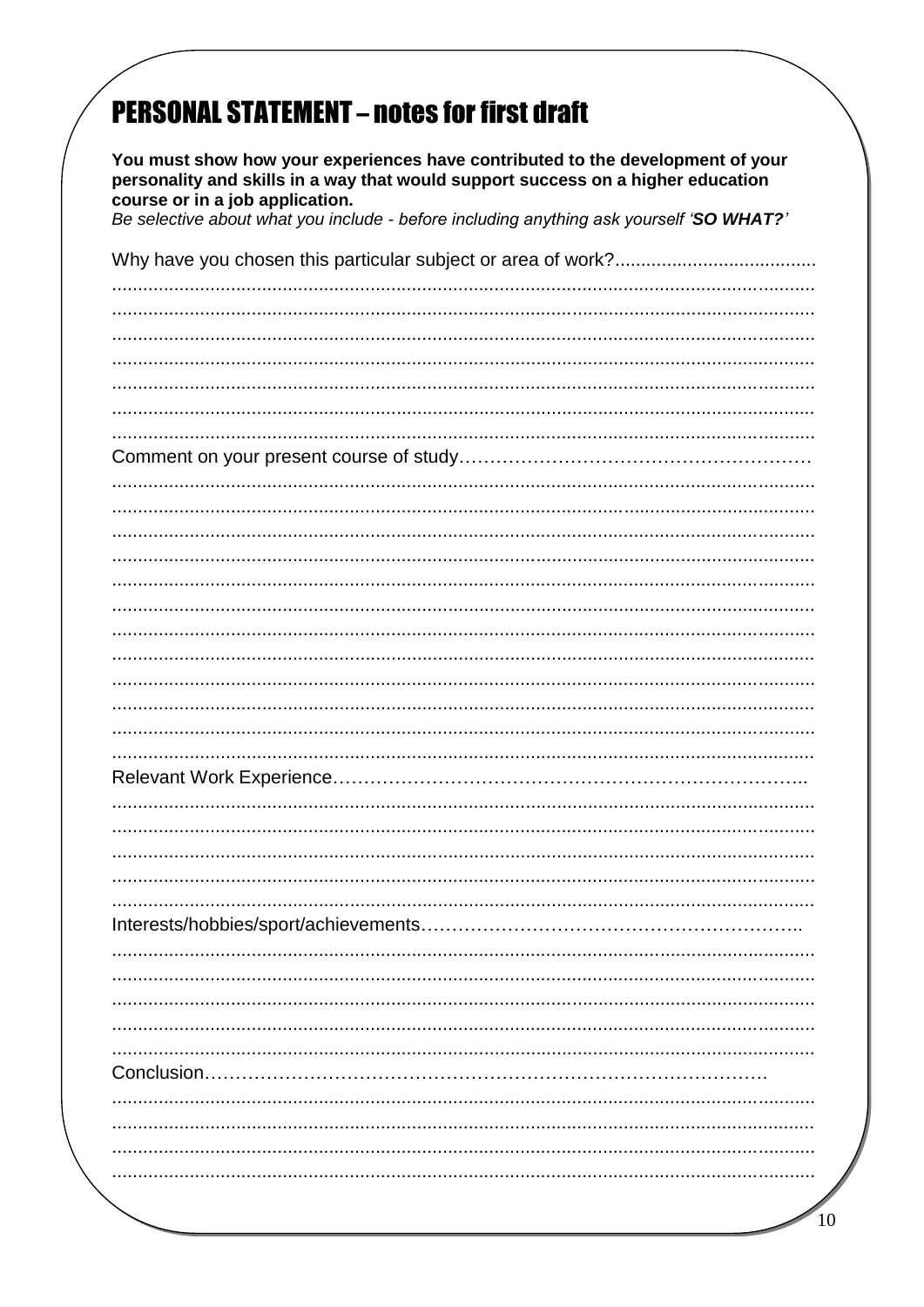# PERSONAL STATEMENT – notes for first draft

**You must show how your experiences have contributed to the development of your personality and skills in a way that would support success on a higher education course or in a job application.**
*Be selective about what you include - before including anything ask yourself '**SO WHAT?**'*

Why have you chosen this particular subject or area of work?......................................

.....................................................................................................................................

.....................................................................................................................................

.....................................................................................................................................

.....................................................................................................................................

.....................................................................................................................................

.....................................................................................................................................

.....................................................................................................................................

Comment on your present course of study………………………………………………

.....................................................................................................................................

.....................................................................................................................................

.....................................................................................................................................

.....................................................................................................................................

.....................................................................................................................................

.....................................................................................................................................

.....................................................................................................................................

.....................................................................................................................................

.....................................................................................................................................

.....................................................................................................................................

.....................................................................................................................................

.....................................................................................................................................

Relevant Work Experience…………………………………………………………………..

.....................................................................................................................................

.....................................................................................................................................

.....................................................................................................................................

.....................................................................................................................................

.....................................................................................................................................

Interests/hobbies/sport/achievements…………………………………………………..

.....................................................................................................................................

.....................................................................................................................................

.....................................................................................................................................

.....................................................................................................................................

.....................................................................................................................................

Conclusion…………………………………………………………………………….

.....................................................................................................................................

.....................................................................................................................................

.....................................................................................................................................

.....................................................................................................................................